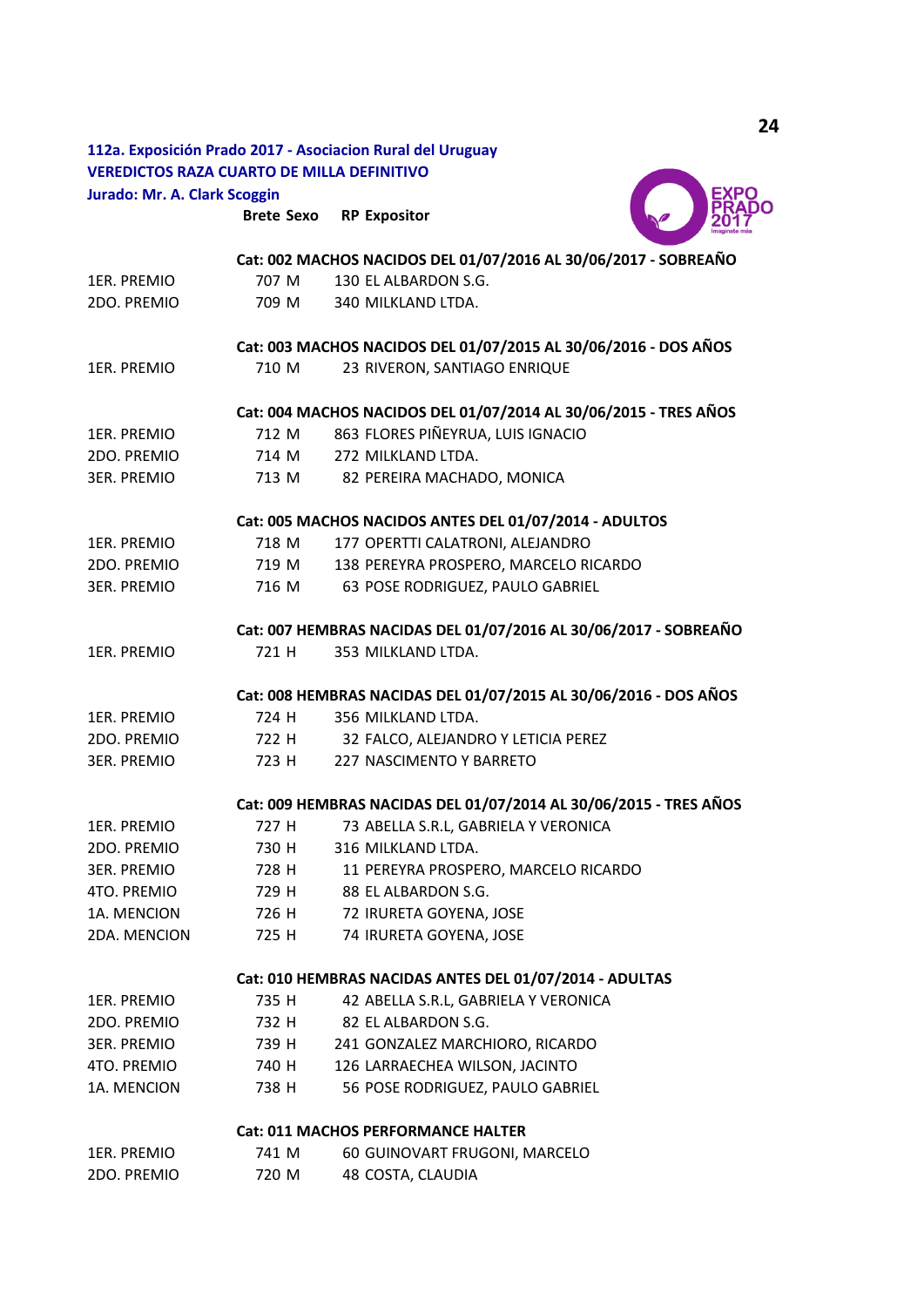**112a. Exposición Prado 2017 - Asociacion Rural del Uruguay**
**VEREDICTOS RAZA CUARTO DE MILLA DEFINITIVO**
**Jurado: Mr. A. Clark Scoggin**

| | Brete | Sexo | RP | Expositor |
|---|---|---|---|---|
| | **Cat: 002 MACHOS NACIDOS DEL 01/07/2016 AL 30/06/2017 - SOBREAÑO** | | | |
| 1ER. PREMIO | 707 | M | 130 | EL ALBARDON S.G. |
| 2DO. PREMIO | 709 | M | 340 | MILKLAND LTDA. |
| | **Cat: 003 MACHOS NACIDOS DEL 01/07/2015 AL 30/06/2016 - DOS AÑOS** | | | |
| 1ER. PREMIO | 710 | M | 23 | RIVERON, SANTIAGO ENRIQUE |
| | **Cat: 004 MACHOS NACIDOS DEL 01/07/2014 AL 30/06/2015 - TRES AÑOS** | | | |
| 1ER. PREMIO | 712 | M | 863 | FLORES PIÑEYRUA, LUIS IGNACIO |
| 2DO. PREMIO | 714 | M | 272 | MILKLAND LTDA. |
| 3ER. PREMIO | 713 | M | 82 | PEREIRA MACHADO, MONICA |
| | **Cat: 005 MACHOS NACIDOS ANTES DEL 01/07/2014 - ADULTOS** | | | |
| 1ER. PREMIO | 718 | M | 177 | OPERTTI CALATRONI, ALEJANDRO |
| 2DO. PREMIO | 719 | M | 138 | PEREYRA PROSPERO, MARCELO RICARDO |
| 3ER. PREMIO | 716 | M | 63 | POSE RODRIGUEZ, PAULO GABRIEL |
| | **Cat: 007 HEMBRAS NACIDAS DEL 01/07/2016 AL 30/06/2017 - SOBREAÑO** | | | |
| 1ER. PREMIO | 721 | H | 353 | MILKLAND LTDA. |
| | **Cat: 008 HEMBRAS NACIDAS DEL 01/07/2015 AL 30/06/2016 - DOS AÑOS** | | | |
| 1ER. PREMIO | 724 | H | 356 | MILKLAND LTDA. |
| 2DO. PREMIO | 722 | H | 32 | FALCO, ALEJANDRO Y LETICIA PEREZ |
| 3ER. PREMIO | 723 | H | 227 | NASCIMENTO Y BARRETO |
| | **Cat: 009 HEMBRAS NACIDAS DEL 01/07/2014 AL 30/06/2015 - TRES AÑOS** | | | |
| 1ER. PREMIO | 727 | H | 73 | ABELLA S.R.L, GABRIELA Y VERONICA |
| 2DO. PREMIO | 730 | H | 316 | MILKLAND LTDA. |
| 3ER. PREMIO | 728 | H | 11 | PEREYRA PROSPERO, MARCELO RICARDO |
| 4TO. PREMIO | 729 | H | 88 | EL ALBARDON S.G. |
| 1A. MENCION | 726 | H | 72 | IRURETA GOYENA, JOSE |
| 2DA. MENCION | 725 | H | 74 | IRURETA GOYENA, JOSE |
| | **Cat: 010 HEMBRAS NACIDAS ANTES DEL 01/07/2014 - ADULTAS** | | | |
| 1ER. PREMIO | 735 | H | 42 | ABELLA S.R.L, GABRIELA Y VERONICA |
| 2DO. PREMIO | 732 | H | 82 | EL ALBARDON S.G. |
| 3ER. PREMIO | 739 | H | 241 | GONZALEZ MARCHIORO, RICARDO |
| 4TO. PREMIO | 740 | H | 126 | LARRAECHEA WILSON, JACINTO |
| 1A. MENCION | 738 | H | 56 | POSE RODRIGUEZ, PAULO GABRIEL |
| | **Cat: 011 MACHOS PERFORMANCE HALTER** | | | |
| 1ER. PREMIO | 741 | M | 60 | GUINOVART FRUGONI, MARCELO |
| 2DO. PREMIO | 720 | M | 48 | COSTA, CLAUDIA |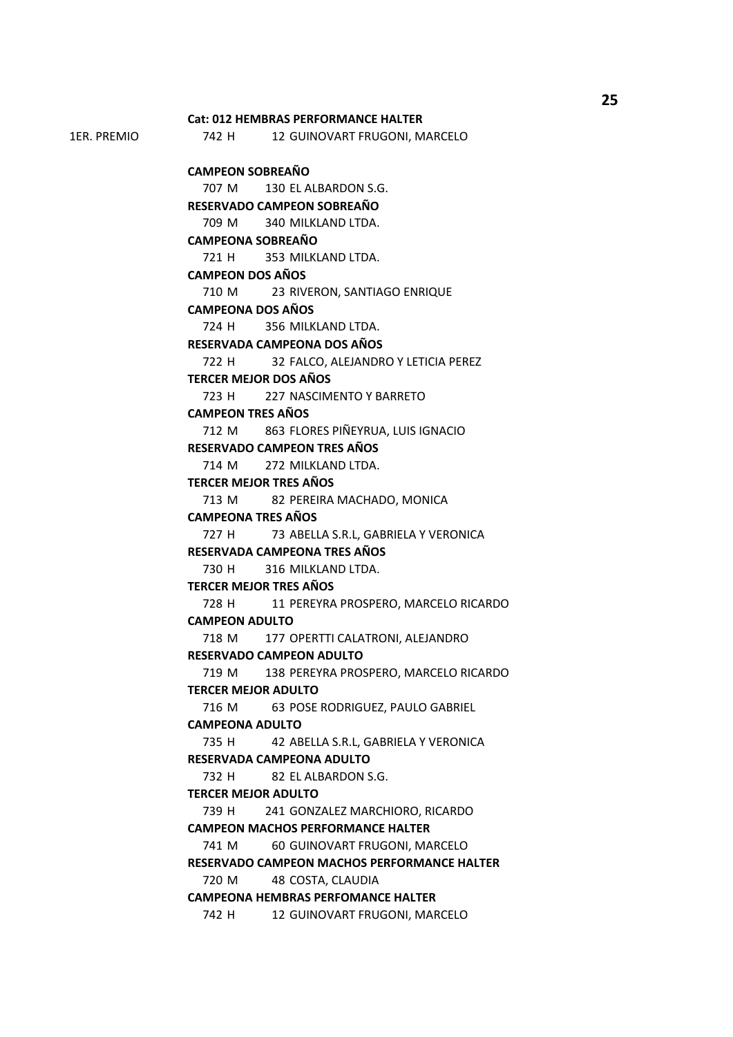**Cat: 012 HEMBRAS PERFORMANCE HALTER**

1ER. PREMIO 742 H 12 GUINOVART FRUGONI, MARCELO

**CAMPEON SOBREAÑO**

707 M 130 EL ALBARDON S.G.

**RESERVADO CAMPEON SOBREAÑO**

709 M 340 MILKLAND LTDA.

**CAMPEONA SOBREAÑO**

721 H 353 MILKLAND LTDA.

**CAMPEON DOS AÑOS**

710 M 23 RIVERON, SANTIAGO ENRIQUE

**CAMPEONA DOS AÑOS**

724 H 356 MILKLAND LTDA.

**RESERVADA CAMPEONA DOS AÑOS**

722 H 32 FALCO, ALEJANDRO Y LETICIA PEREZ

**TERCER MEJOR DOS AÑOS**

723 H 227 NASCIMENTO Y BARRETO

**CAMPEON TRES AÑOS**

712 M 863 FLORES PIÑEYRUA, LUIS IGNACIO

**RESERVADO CAMPEON TRES AÑOS**

714 M 272 MILKLAND LTDA.

**TERCER MEJOR TRES AÑOS**

713 M 82 PEREIRA MACHADO, MONICA

**CAMPEONA TRES AÑOS**

727 H 73 ABELLA S.R.L, GABRIELA Y VERONICA

**RESERVADA CAMPEONA TRES AÑOS**

730 H 316 MILKLAND LTDA.

**TERCER MEJOR TRES AÑOS**

728 H 11 PEREYRA PROSPERO, MARCELO RICARDO

**CAMPEON ADULTO**

718 M 177 OPERTTI CALATRONI, ALEJANDRO

**RESERVADO CAMPEON ADULTO**

719 M 138 PEREYRA PROSPERO, MARCELO RICARDO

**TERCER MEJOR ADULTO**

716 M 63 POSE RODRIGUEZ, PAULO GABRIEL

**CAMPEONA ADULTO**

735 H 42 ABELLA S.R.L, GABRIELA Y VERONICA

**RESERVADA CAMPEONA ADULTO**

732 H 82 EL ALBARDON S.G.

**TERCER MEJOR ADULTO**

739 H 241 GONZALEZ MARCHIORO, RICARDO

**CAMPEON MACHOS PERFORMANCE HALTER**

741 M 60 GUINOVART FRUGONI, MARCELO

**RESERVADO CAMPEON MACHOS PERFORMANCE HALTER**

720 M 48 COSTA, CLAUDIA

**CAMPEONA HEMBRAS PERFOMANCE HALTER**

742 H 12 GUINOVART FRUGONI, MARCELO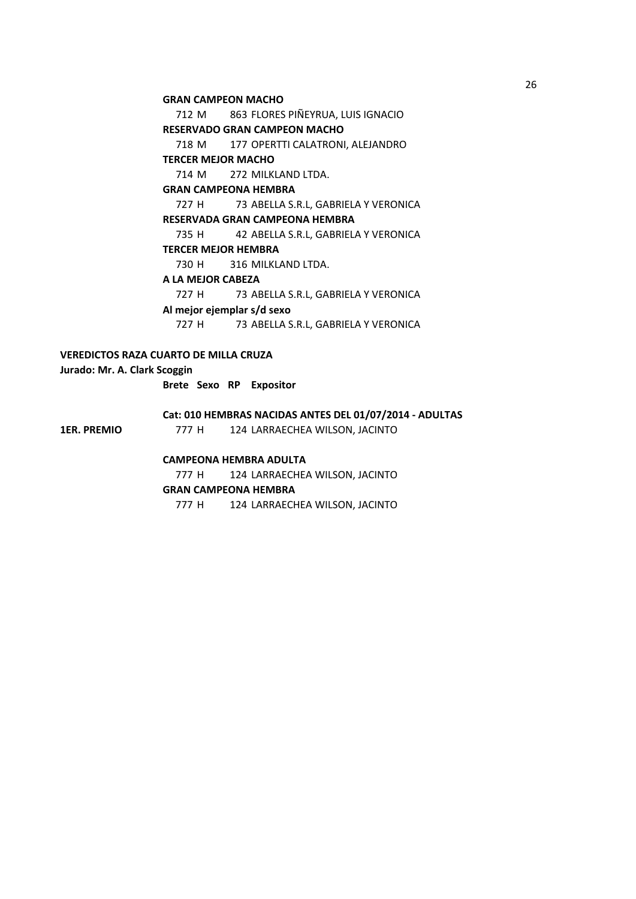**GRAN CAMPEON MACHO**

712 M 863 FLORES PIÑEYRUA, LUIS IGNACIO

**RESERVADO GRAN CAMPEON MACHO**

718 M 177 OPERTTI CALATRONI, ALEJANDRO

**TERCER MEJOR MACHO**

714 M 272 MILKLAND LTDA.

**GRAN CAMPEONA HEMBRA**

727 H 73 ABELLA S.R.L, GABRIELA Y VERONICA

**RESERVADA GRAN CAMPEONA HEMBRA**

735 H 42 ABELLA S.R.L, GABRIELA Y VERONICA

**TERCER MEJOR HEMBRA**

730 H 316 MILKLAND LTDA.

**A LA MEJOR CABEZA**

727 H 73 ABELLA S.R.L, GABRIELA Y VERONICA

**Al mejor ejemplar s/d sexo**

727 H 73 ABELLA S.R.L, GABRIELA Y VERONICA

**VEREDICTOS RAZA CUARTO DE MILLA CRUZA**

**Jurado: Mr. A. Clark Scoggin**

| | Brete | Sexo | RP | Expositor |
|---|---|---|---|---|
| | **Cat: 010 HEMBRAS NACIDAS ANTES DEL 01/07/2014 - ADULTAS** | | | |
| **1ER. PREMIO** | 777 | H | 124 | LARRAECHEA WILSON, JACINTO |

**CAMPEONA HEMBRA ADULTA**

777 H 124 LARRAECHEA WILSON, JACINTO

**GRAN CAMPEONA HEMBRA**

777 H 124 LARRAECHEA WILSON, JACINTO